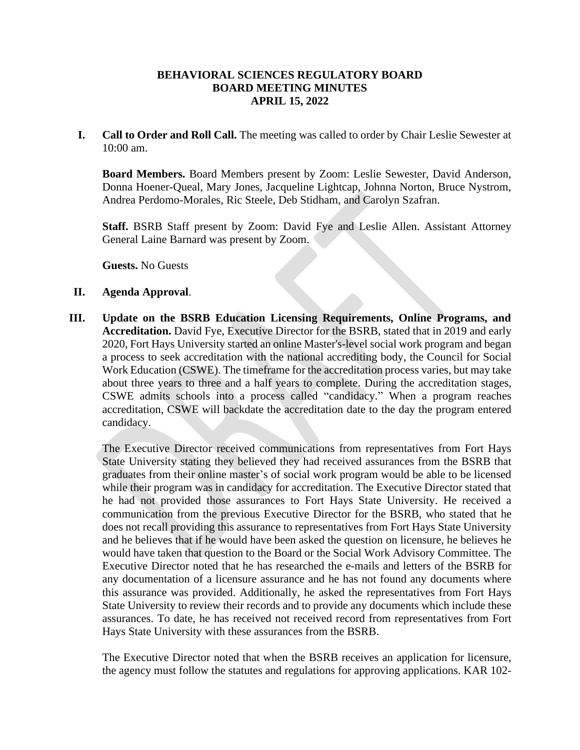**BEHAVIORAL SCIENCES REGULATORY BOARD**
**BOARD MEETING MINUTES**
**APRIL 15, 2022**

**I. Call to Order and Roll Call.** The meeting was called to order by Chair Leslie Sewester at 10:00 am.

**Board Members.** Board Members present by Zoom: Leslie Sewester, David Anderson, Donna Hoener-Queal, Mary Jones, Jacqueline Lightcap, Johnna Norton, Bruce Nystrom, Andrea Perdomo-Morales, Ric Steele, Deb Stidham, and Carolyn Szafran.

**Staff.** BSRB Staff present by Zoom: David Fye and Leslie Allen. Assistant Attorney General Laine Barnard was present by Zoom.

**Guests.** No Guests

**II. Agenda Approval**.

**III. Update on the BSRB Education Licensing Requirements, Online Programs, and Accreditation.** David Fye, Executive Director for the BSRB, stated that in 2019 and early 2020, Fort Hays University started an online Master's-level social work program and began a process to seek accreditation with the national accrediting body, the Council for Social Work Education (CSWE). The timeframe for the accreditation process varies, but may take about three years to three and a half years to complete. During the accreditation stages, CSWE admits schools into a process called "candidacy." When a program reaches accreditation, CSWE will backdate the accreditation date to the day the program entered candidacy.

The Executive Director received communications from representatives from Fort Hays State University stating they believed they had received assurances from the BSRB that graduates from their online master's of social work program would be able to be licensed while their program was in candidacy for accreditation. The Executive Director stated that he had not provided those assurances to Fort Hays State University. He received a communication from the previous Executive Director for the BSRB, who stated that he does not recall providing this assurance to representatives from Fort Hays State University and he believes that if he would have been asked the question on licensure, he believes he would have taken that question to the Board or the Social Work Advisory Committee. The Executive Director noted that he has researched the e-mails and letters of the BSRB for any documentation of a licensure assurance and he has not found any documents where this assurance was provided. Additionally, he asked the representatives from Fort Hays State University to review their records and to provide any documents which include these assurances. To date, he has received not received record from representatives from Fort Hays State University with these assurances from the BSRB.

The Executive Director noted that when the BSRB receives an application for licensure, the agency must follow the statutes and regulations for approving applications. KAR 102-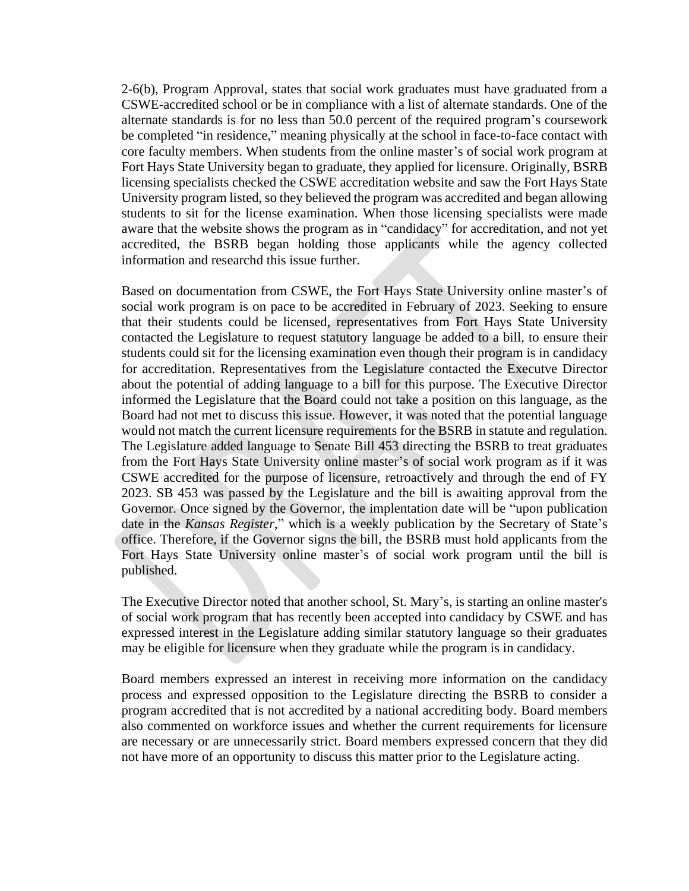2-6(b), Program Approval, states that social work graduates must have graduated from a CSWE-accredited school or be in compliance with a list of alternate standards. One of the alternate standards is for no less than 50.0 percent of the required program's coursework be completed "in residence," meaning physically at the school in face-to-face contact with core faculty members. When students from the online master's of social work program at Fort Hays State University began to graduate, they applied for licensure. Originally, BSRB licensing specialists checked the CSWE accreditation website and saw the Fort Hays State University program listed, so they believed the program was accredited and began allowing students to sit for the license examination. When those licensing specialists were made aware that the website shows the program as in "candidacy" for accreditation, and not yet accredited, the BSRB began holding those applicants while the agency collected information and researchd this issue further.

Based on documentation from CSWE, the Fort Hays State University online master's of social work program is on pace to be accredited in February of 2023. Seeking to ensure that their students could be licensed, representatives from Fort Hays State University contacted the Legislature to request statutory language be added to a bill, to ensure their students could sit for the licensing examination even though their program is in candidacy for accreditation. Representatives from the Legislature contacted the Executve Director about the potential of adding language to a bill for this purpose. The Executive Director informed the Legislature that the Board could not take a position on this language, as the Board had not met to discuss this issue. However, it was noted that the potential language would not match the current licensure requirements for the BSRB in statute and regulation. The Legislature added language to Senate Bill 453 directing the BSRB to treat graduates from the Fort Hays State University online master's of social work program as if it was CSWE accredited for the purpose of licensure, retroactively and through the end of FY 2023. SB 453 was passed by the Legislature and the bill is awaiting approval from the Governor. Once signed by the Governor, the implentation date will be "upon publication date in the *Kansas Register*," which is a weekly publication by the Secretary of State's office. Therefore, if the Governor signs the bill, the BSRB must hold applicants from the Fort Hays State University online master's of social work program until the bill is published.

The Executive Director noted that another school, St. Mary's, is starting an online master's of social work program that has recently been accepted into candidacy by CSWE and has expressed interest in the Legislature adding similar statutory language so their graduates may be eligible for licensure when they graduate while the program is in candidacy.

Board members expressed an interest in receiving more information on the candidacy process and expressed opposition to the Legislature directing the BSRB to consider a program accredited that is not accredited by a national accrediting body. Board members also commented on workforce issues and whether the current requirements for licensure are necessary or are unnecessarily strict. Board members expressed concern that they did not have more of an opportunity to discuss this matter prior to the Legislature acting.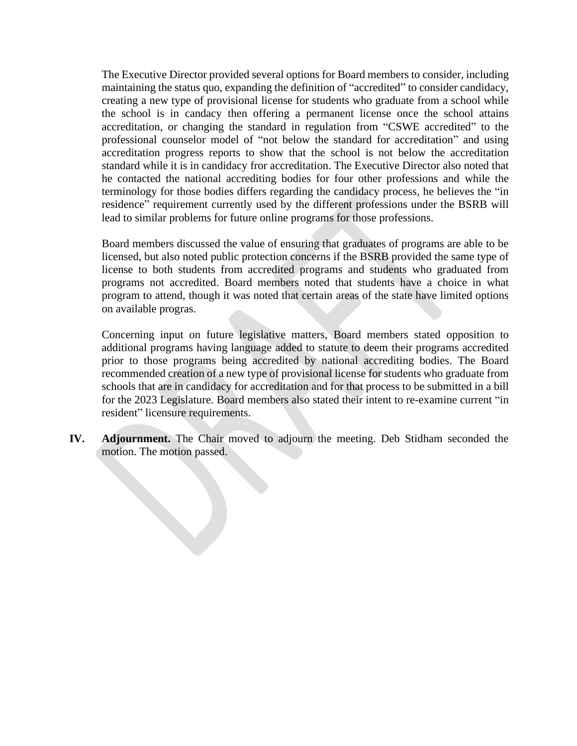The Executive Director provided several options for Board members to consider, including maintaining the status quo, expanding the definition of "accredited" to consider candidacy, creating a new type of provisional license for students who graduate from a school while the school is in candacy then offering a permanent license once the school attains accreditation, or changing the standard in regulation from "CSWE accredited" to the professional counselor model of "not below the standard for accreditation" and using accreditation progress reports to show that the school is not below the accreditation standard while it is in candidacy fror accreditation. The Executive Director also noted that he contacted the national accrediting bodies for four other professions and while the terminology for those bodies differs regarding the candidacy process, he believes the "in residence" requirement currently used by the different professions under the BSRB will lead to similar problems for future online programs for those professions.

Board members discussed the value of ensuring that graduates of programs are able to be licensed, but also noted public protection concerns if the BSRB provided the same type of license to both students from accredited programs and students who graduated from programs not accredited. Board members noted that students have a choice in what program to attend, though it was noted that certain areas of the state have limited options on available progras.

Concerning input on future legislative matters, Board members stated opposition to additional programs having language added to statute to deem their programs accredited prior to those programs being accredited by national accrediting bodies. The Board recommended creation of a new type of provisional license for students who graduate from schools that are in candidacy for accreditation and for that process to be submitted in a bill for the 2023 Legislature. Board members also stated their intent to re-examine current "in resident" licensure requirements.

**IV. Adjournment.** The Chair moved to adjourn the meeting. Deb Stidham seconded the motion. The motion passed.